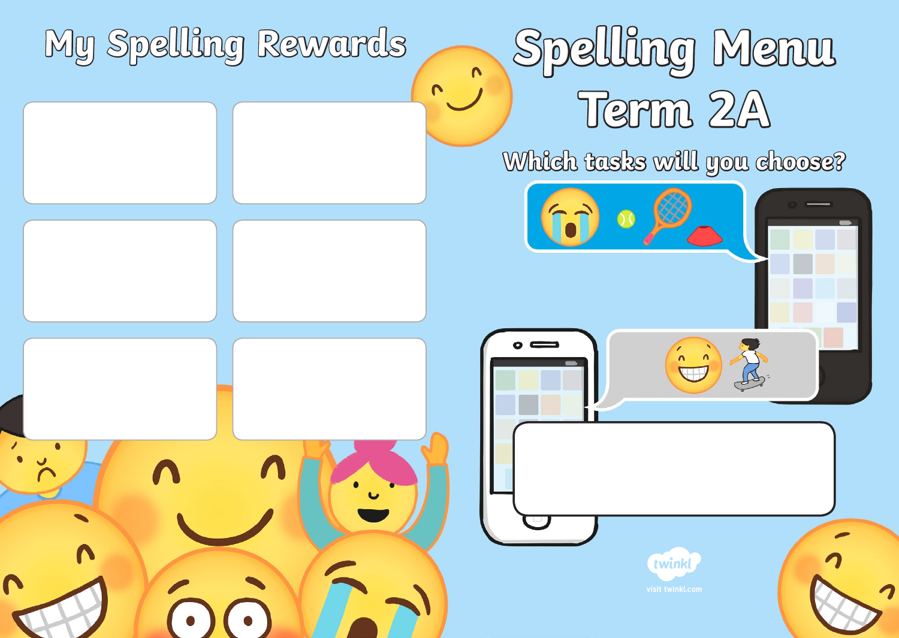# My Spelling Rewards

# Spelling Menu Term 2A

## Which tasks will you choose?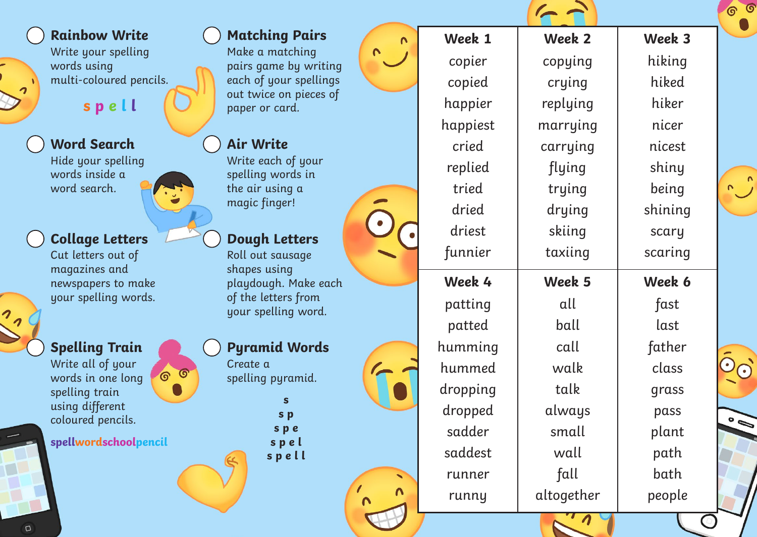## Rainbow Write

Write your spelling words using multi-coloured pencils.

s p e l l

## Matching Pairs

Make a matching pairs game by writing each of your spellings out twice on pieces of paper or card.

## Word Search

Hide your spelling words inside a word search.

## Air Write

Write each of your spelling words in the air using a magic finger!

## Collage Letters

Cut letters out of magazines and newspapers to make your spelling words.

## Dough Letters

Roll out sausage shapes using playdough. Make each of the letters from your spelling word.

## Spelling Train

Write all of your words in one long spelling train using different coloured pencils.

spellwordschoolpencil

## Pyramid Words

Create a spelling pyramid.

s
s p
s p e
s p e l
s p e l l

| Week 1 | Week 2 | Week 3 |
|---|---|---|
| copier | copying | hiking |
| copied | crying | hiked |
| happier | replying | hiker |
| happiest | marrying | nicer |
| cried | carrying | nicest |
| replied | flying | shiny |
| tried | trying | being |
| dried | drying | shining |
| driest | skiing | scary |
| funnier | taxiing | scaring |

| Week 4 | Week 5 | Week 6 |
|---|---|---|
| patting | all | fast |
| patted | ball | last |
| humming | call | father |
| hummed | walk | class |
| dropping | talk | grass |
| dropped | always | pass |
| sadder | small | plant |
| saddest | wall | path |
| runner | fall | bath |
| runny | altogether | people |